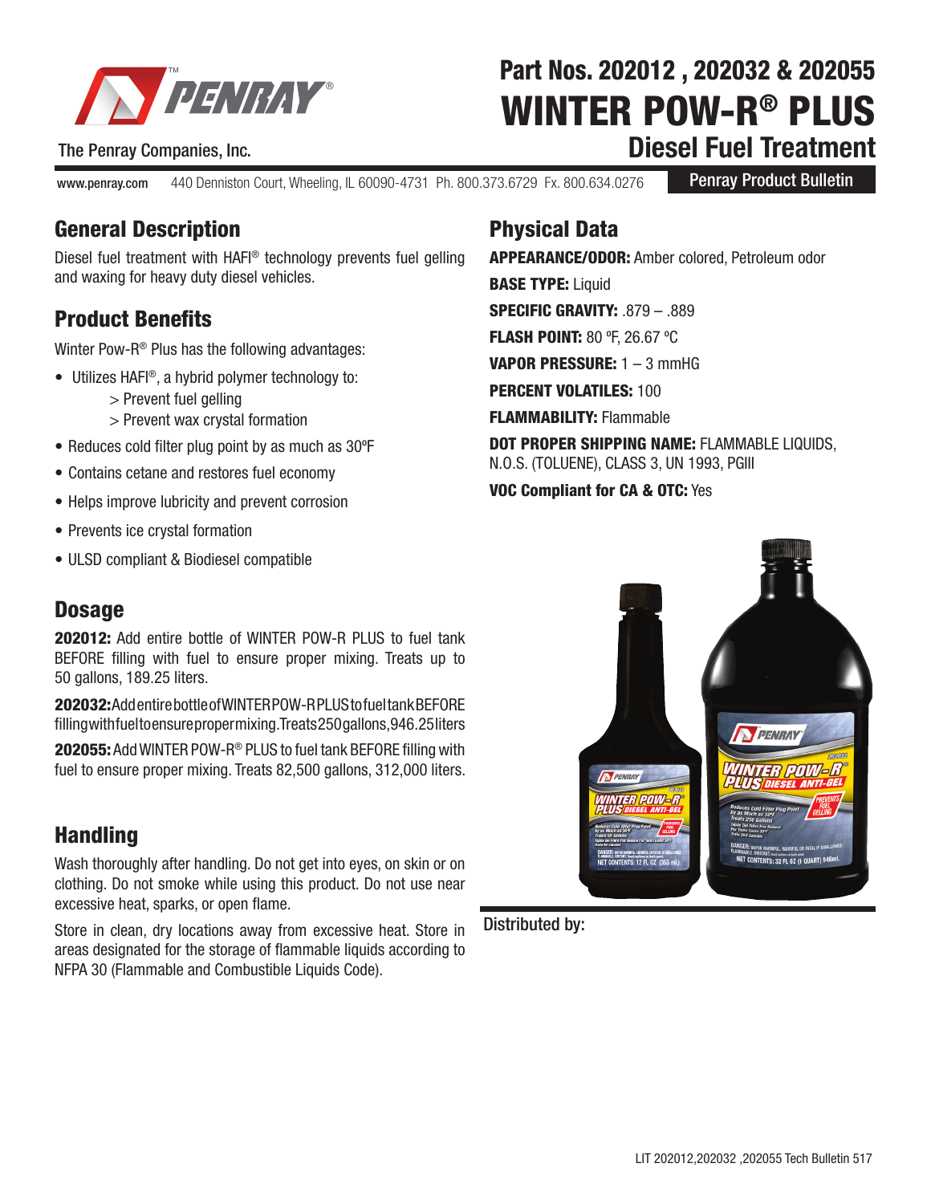# Part Nos. 202012 , 202032 & 202055

# WINTER POW-R® PLUS

## Diesel Fuel Treatment

The Penray Companies, Inc.

www.penray.com 440 Denniston Court, Wheeling, IL 60090-4731 Ph. 800.373.6729 Fx. 800.634.0276

Penray Product Bulletin

## General Description

Diesel fuel treatment with HAFI® technology prevents fuel gelling and waxing for heavy duty diesel vehicles.

## Product Benefits

Winter Pow-R® Plus has the following advantages:

- Utilizes HAFI®, a hybrid polymer technology to:
  - > Prevent fuel gelling
  - > Prevent wax crystal formation
- Reduces cold filter plug point by as much as 30ºF
- Contains cetane and restores fuel economy
- Helps improve lubricity and prevent corrosion
- Prevents ice crystal formation
- ULSD compliant & Biodiesel compatible

## Dosage

**202012:** Add entire bottle of WINTER POW-R PLUS to fuel tank BEFORE filling with fuel to ensure proper mixing. Treats up to 50 gallons, 189.25 liters.

**202032:** Add entire bottle of WINTER POW-R PLUS to fuel tank BEFORE filling with fuel to ensure proper mixing. Treats 250 gallons, 946.25 liters

**202055:** Add WINTER POW-R® PLUS to fuel tank BEFORE filling with fuel to ensure proper mixing. Treats 82,500 gallons, 312,000 liters.

## Handling

Wash thoroughly after handling. Do not get into eyes, on skin or on clothing. Do not smoke while using this product. Do not use near excessive heat, sparks, or open flame.

Store in clean, dry locations away from excessive heat. Store in areas designated for the storage of flammable liquids according to NFPA 30 (Flammable and Combustible Liquids Code).

## Physical Data

**APPEARANCE/ODOR:** Amber colored, Petroleum odor

**BASE TYPE:** Liquid

**SPECIFIC GRAVITY:** .879 – .889

**FLASH POINT:** 80 ºF, 26.67 ºC

**VAPOR PRESSURE:** 1 – 3 mmHG

**PERCENT VOLATILES:** 100

**FLAMMABILITY:** Flammable

**DOT PROPER SHIPPING NAME:** FLAMMABLE LIQUIDS, N.O.S. (TOLUENE), CLASS 3, UN 1993, PGIII

**VOC Compliant for CA & OTC:** Yes

Distributed by:

LIT 202012,202032 ,202055 Tech Bulletin 517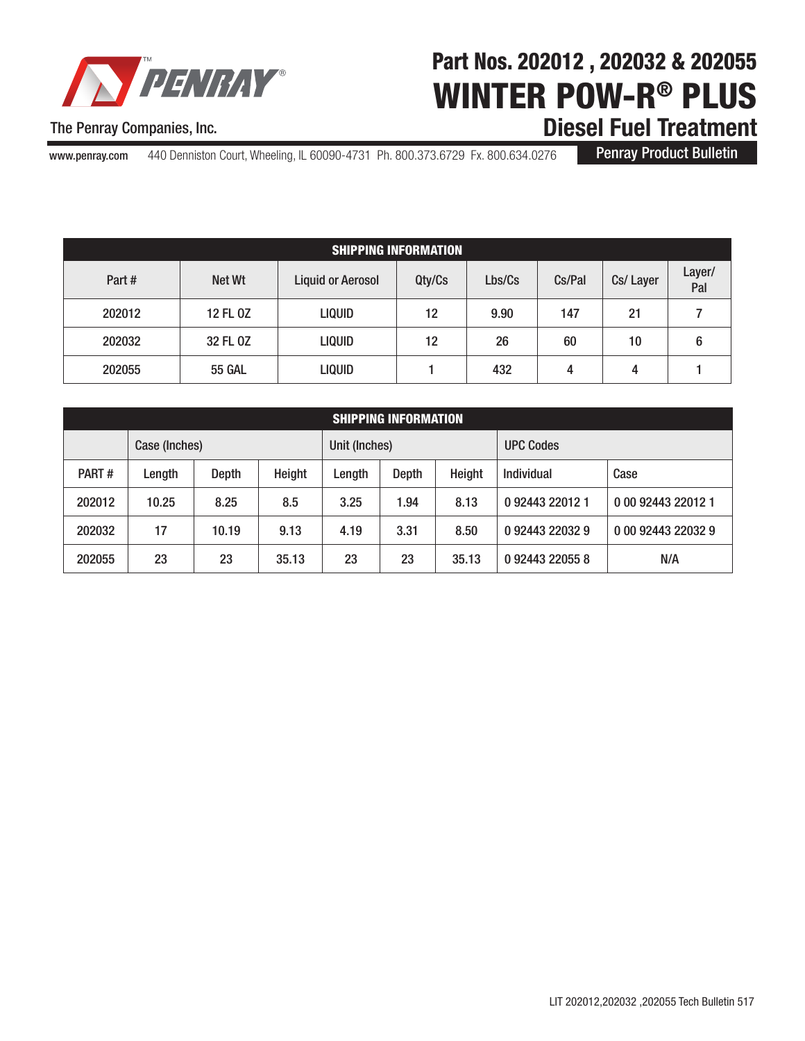# Part Nos. 202012 , 202032 & 202055

# WINTER POW-R® PLUS

## Diesel Fuel Treatment

The Penray Companies, Inc.

www.penray.com 440 Denniston Court, Wheeling, IL 60090-4731 Ph. 800.373.6729 Fx. 800.634.0276

Penray Product Bulletin

| SHIPPING INFORMATION | | | | | | | |
|---|---|---|---|---|---|---|---|
| Part # | Net Wt | Liquid or Aerosol | Qty/Cs | Lbs/Cs | Cs/Pal | Cs/ Layer | Layer/ Pal |
| 202012 | 12 FL OZ | LIQUID | 12 | 9.90 | 147 | 21 | 7 |
| 202032 | 32 FL OZ | LIQUID | 12 | 26 | 60 | 10 | 6 |
| 202055 | 55 GAL | LIQUID | 1 | 432 | 4 | 4 | 1 |

| SHIPPING INFORMATION | | | | | | | | |
|---|---|---|---|---|---|---|---|---|
| | Case (Inches) | | | Unit (Inches) | | | UPC Codes | |
| PART # | Length | Depth | Height | Length | Depth | Height | Individual | Case |
| 202012 | 10.25 | 8.25 | 8.5 | 3.25 | 1.94 | 8.13 | 0 92443 22012 1 | 0 00 92443 22012 1 |
| 202032 | 17 | 10.19 | 9.13 | 4.19 | 3.31 | 8.50 | 0 92443 22032 9 | 0 00 92443 22032 9 |
| 202055 | 23 | 23 | 35.13 | 23 | 23 | 35.13 | 0 92443 22055 8 | N/A |

LIT 202012,202032 ,202055 Tech Bulletin 517